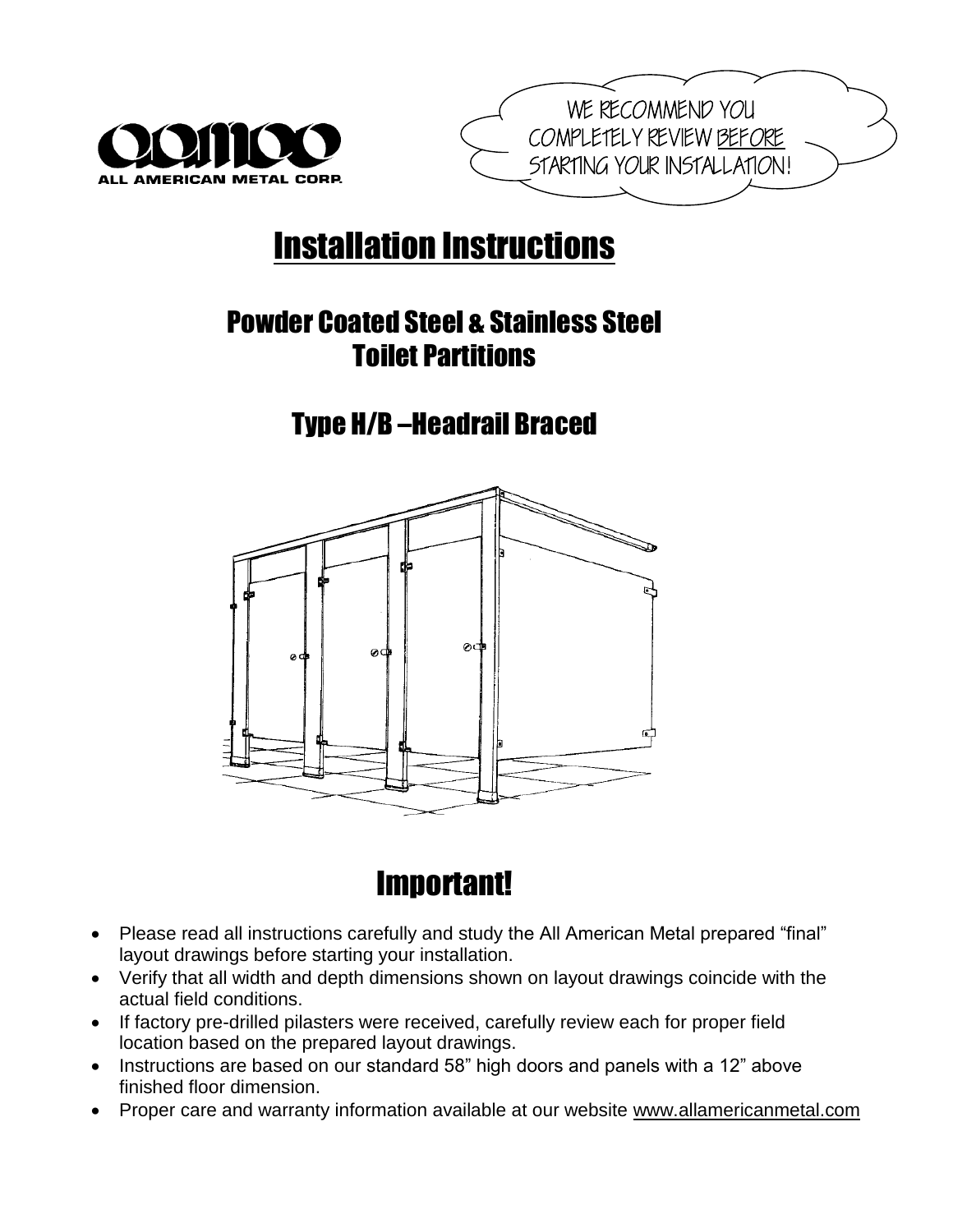ALL AMERICAN METAL CORP.

WE RECOMMEND YOU COMPLETELY REVIEW BEFORE STARTING YOUR INSTALLATION!

# Installation Instructions

## Powder Coated Steel & Stainless Steel Toilet Partitions

## Type H/B –Headrail Braced

# Important!

- Please read all instructions carefully and study the All American Metal prepared “final” layout drawings before starting your installation.
- Verify that all width and depth dimensions shown on layout drawings coincide with the actual field conditions.
- If factory pre-drilled pilasters were received, carefully review each for proper field location based on the prepared layout drawings.
- Instructions are based on our standard 58” high doors and panels with a 12” above finished floor dimension.
- Proper care and warranty information available at our website www.allamericanmetal.com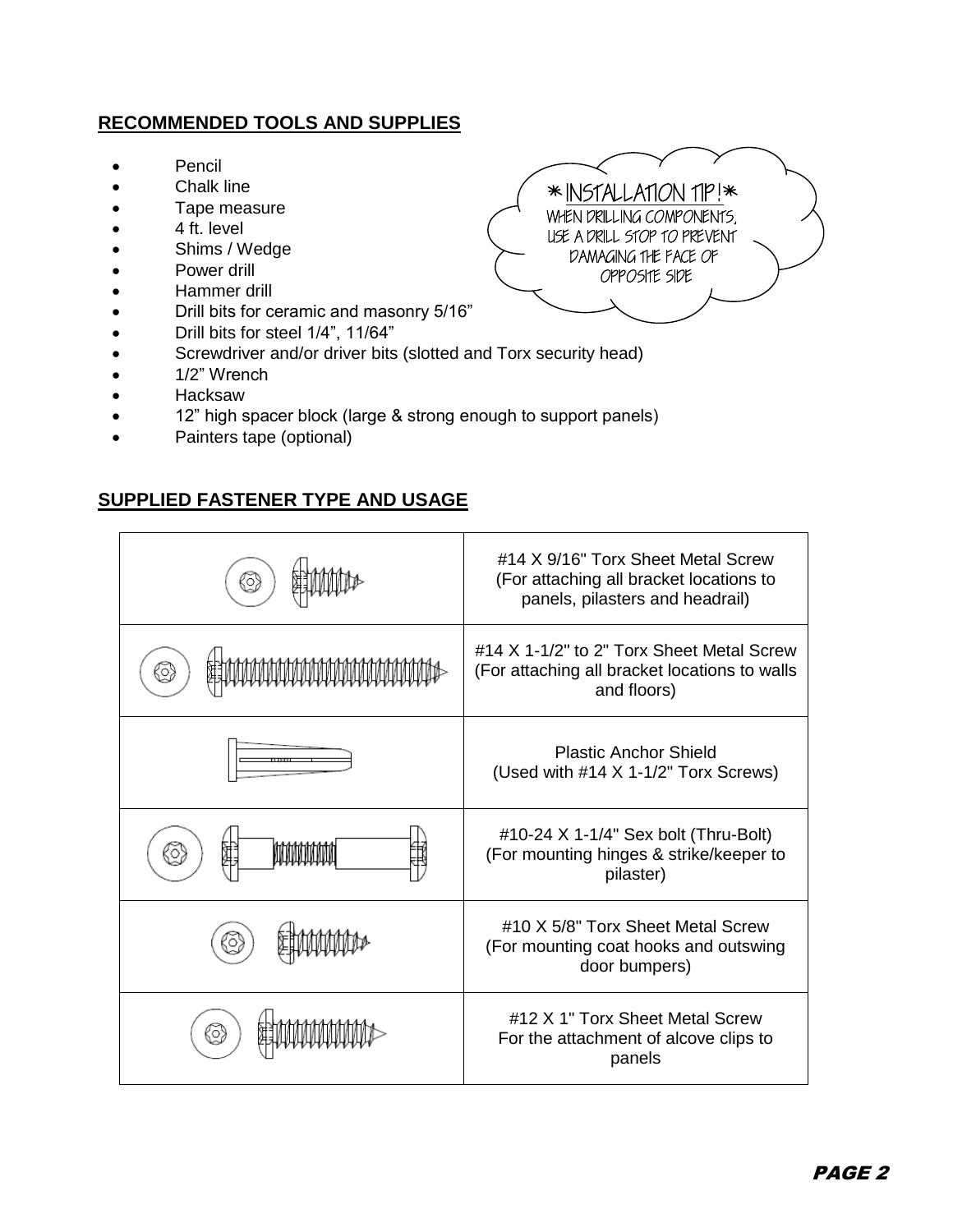## RECOMMENDED TOOLS AND SUPPLIES

- Pencil
- Chalk line
- Tape measure
- 4 ft. level
- Shims / Wedge
- Power drill
- Hammer drill
- Drill bits for ceramic and masonry 5/16"
- Drill bits for steel 1/4", 11/64"
- Screwdriver and/or driver bits (slotted and Torx security head)
- 1/2" Wrench
- Hacksaw
- 12" high spacer block (large & strong enough to support panels)
- Painters tape (optional)

*INSTALLATION TIP!*
WHEN DRILLING COMPONENTS, USE A DRILL STOP TO PREVENT DAMAGING THE FACE OF OPPOSITE SIDE

## SUPPLIED FASTENER TYPE AND USAGE

| Fastener | Type and Usage |
|---|---|
| | #14 X 9/16" Torx Sheet Metal Screw (For attaching all bracket locations to panels, pilasters and headrail) |
| | #14 X 1-1/2" to 2" Torx Sheet Metal Screw (For attaching all bracket locations to walls and floors) |
| | Plastic Anchor Shield (Used with #14 X 1-1/2" Torx Screws) |
| | #10-24 X 1-1/4" Sex bolt (Thru-Bolt) (For mounting hinges & strike/keeper to pilaster) |
| | #10 X 5/8" Torx Sheet Metal Screw (For mounting coat hooks and outswing door bumpers) |
| | #12 X 1" Torx Sheet Metal Screw For the attachment of alcove clips to panels |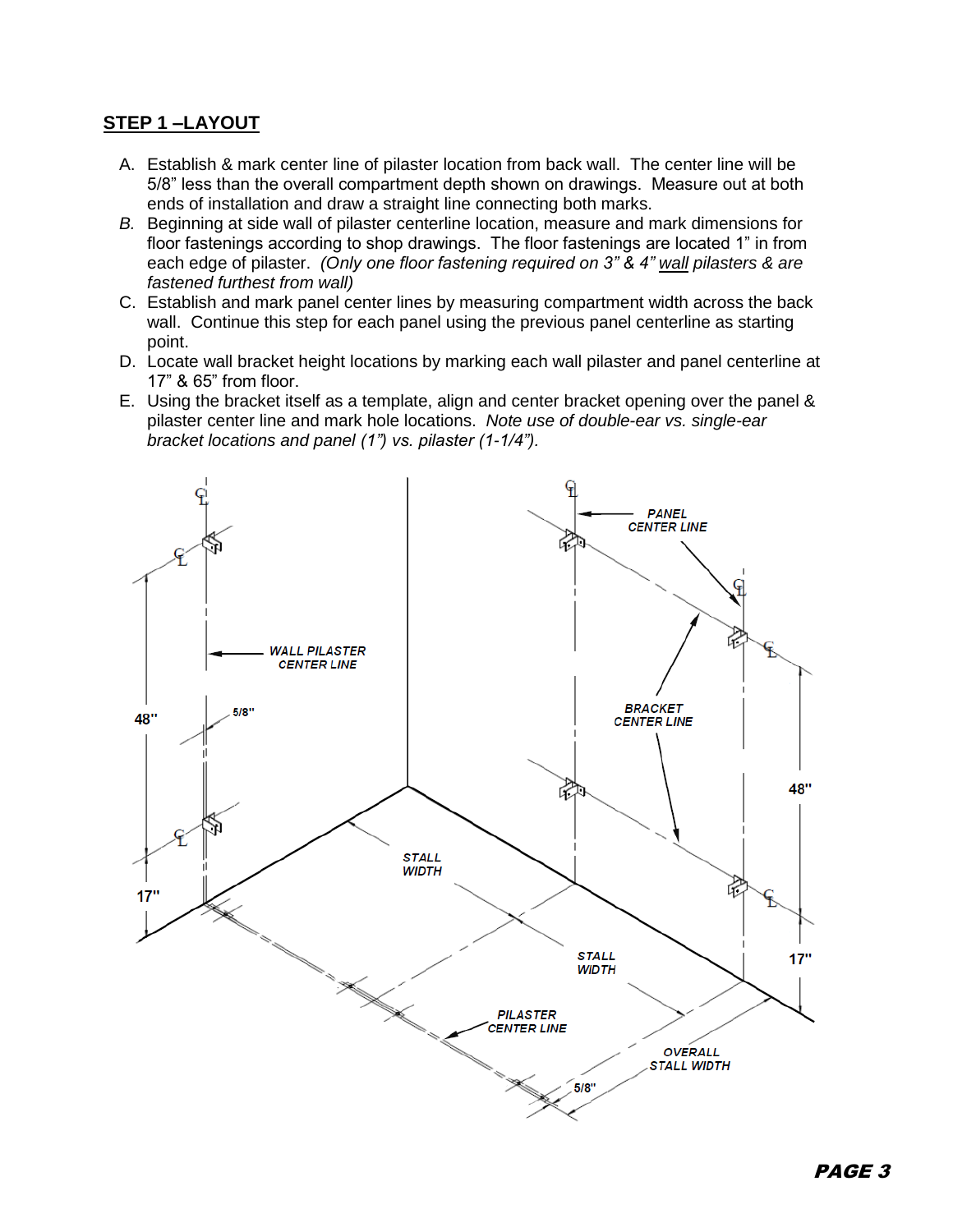## STEP 1 –LAYOUT

A. Establish & mark center line of pilaster location from back wall. The center line will be 5/8" less than the overall compartment depth shown on drawings. Measure out at both ends of installation and draw a straight line connecting both marks.

*B.* Beginning at side wall of pilaster centerline location, measure and mark dimensions for floor fastenings according to shop drawings. The floor fastenings are located 1" in from each edge of pilaster. *(Only one floor fastening required on 3" & 4" wall pilasters & are fastened furthest from wall)*

C. Establish and mark panel center lines by measuring compartment width across the back wall. Continue this step for each panel using the previous panel centerline as starting point.

D. Locate wall bracket height locations by marking each wall pilaster and panel centerline at 17" & 65" from floor.

E. Using the bracket itself as a template, align and center bracket opening over the panel & pilaster center line and mark hole locations. *Note use of double-ear vs. single-ear bracket locations and panel (1") vs. pilaster (1-1/4").*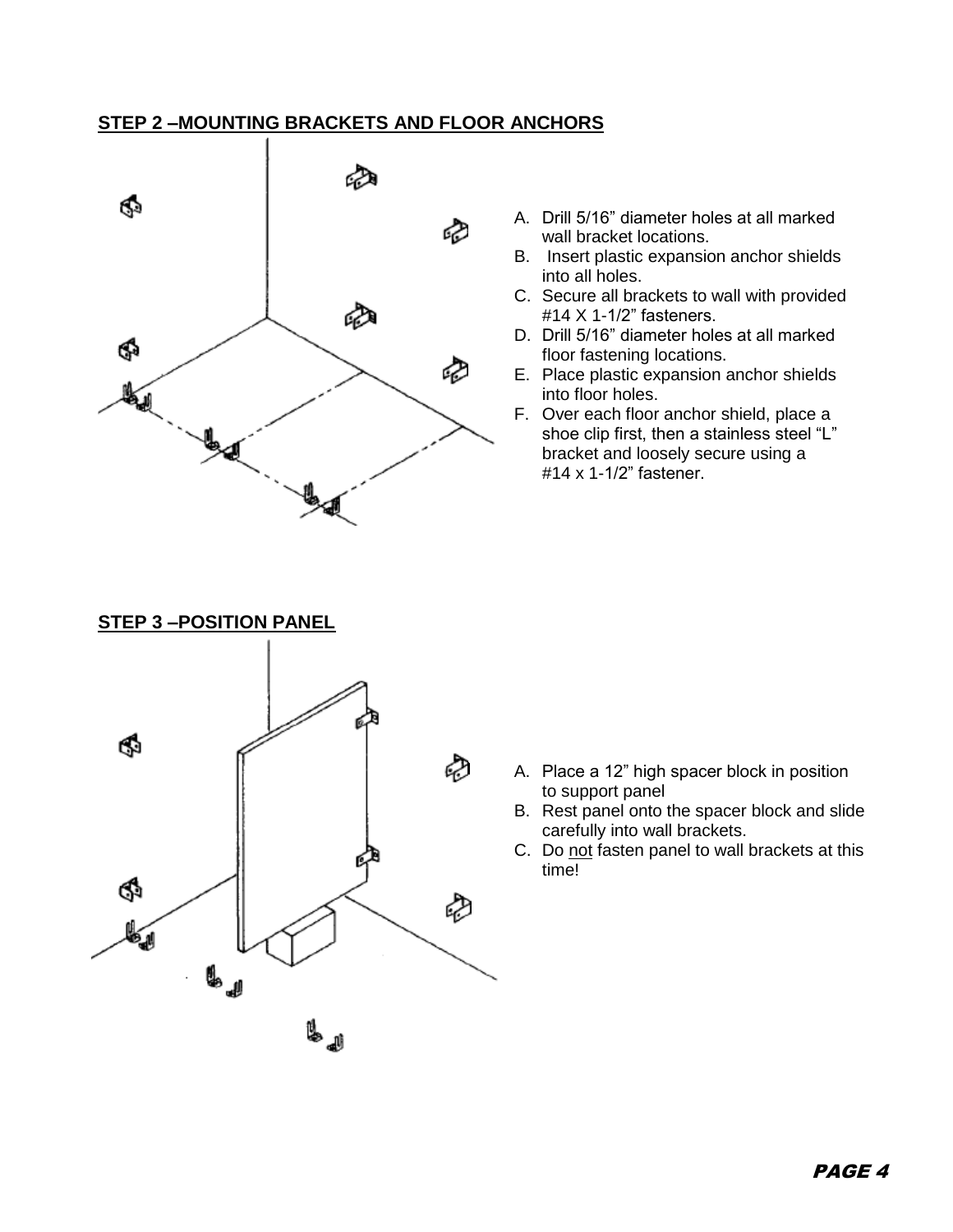## STEP 2 –MOUNTING BRACKETS AND FLOOR ANCHORS

A. Drill 5/16” diameter holes at all marked wall bracket locations.
B. Insert plastic expansion anchor shields into all holes.
C. Secure all brackets to wall with provided #14 X 1-1/2” fasteners.
D. Drill 5/16” diameter holes at all marked floor fastening locations.
E. Place plastic expansion anchor shields into floor holes.
F. Over each floor anchor shield, place a shoe clip first, then a stainless steel “L” bracket and loosely secure using a #14 x 1-1/2” fastener.

## STEP 3 –POSITION PANEL

A. Place a 12” high spacer block in position to support panel
B. Rest panel onto the spacer block and slide carefully into wall brackets.
C. Do not fasten panel to wall brackets at this time!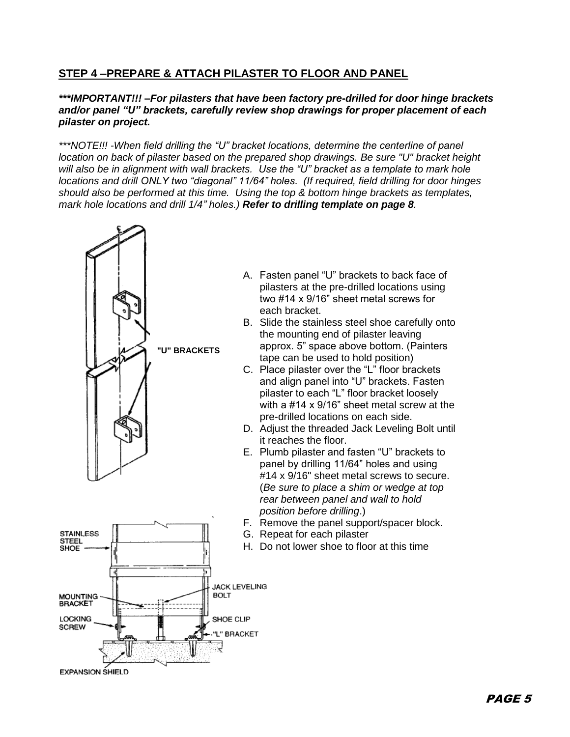## STEP 4 –PREPARE & ATTACH PILASTER TO FLOOR AND PANEL

***\*\*\*IMPORTANT!!! –For pilasters that have been factory pre-drilled for door hinge brackets and/or panel "U" brackets, carefully review shop drawings for proper placement of each pilaster on project.***

*\*\*\*NOTE!!! -When field drilling the "U" bracket locations, determine the centerline of panel location on back of pilaster based on the prepared shop drawings. Be sure "U" bracket height will also be in alignment with wall brackets. Use the "U" bracket as a template to mark hole locations and drill ONLY two "diagonal" 11/64" holes. (If required, field drilling for door hinges should also be performed at this time. Using the top & bottom hinge brackets as templates, mark hole locations and drill 1/4" holes.)* ***Refer to drilling template on page 8****.*

"U" BRACKETS

A. Fasten panel "U" brackets to back face of pilasters at the pre-drilled locations using two #14 x 9/16" sheet metal screws for each bracket.
B. Slide the stainless steel shoe carefully onto the mounting end of pilaster leaving approx. 5" space above bottom. (Painters tape can be used to hold position)
C. Place pilaster over the "L" floor brackets and align panel into "U" brackets. Fasten pilaster to each "L" floor bracket loosely with a #14 x 9/16" sheet metal screw at the pre-drilled locations on each side.
D. Adjust the threaded Jack Leveling Bolt until it reaches the floor.
E. Plumb pilaster and fasten "U" brackets to panel by drilling 11/64" holes and using #14 x 9/16" sheet metal screws to secure. (*Be sure to place a shim or wedge at top rear between panel and wall to hold position before drilling*.)
F. Remove the panel support/spacer block.
G. Repeat for each pilaster
H. Do not lower shoe to floor at this time

STAINLESS STEEL SHOE

MOUNTING BRACKET

LOCKING SCREW

EXPANSION SHIELD

JACK LEVELING BOLT

SHOE CLIP

"L" BRACKET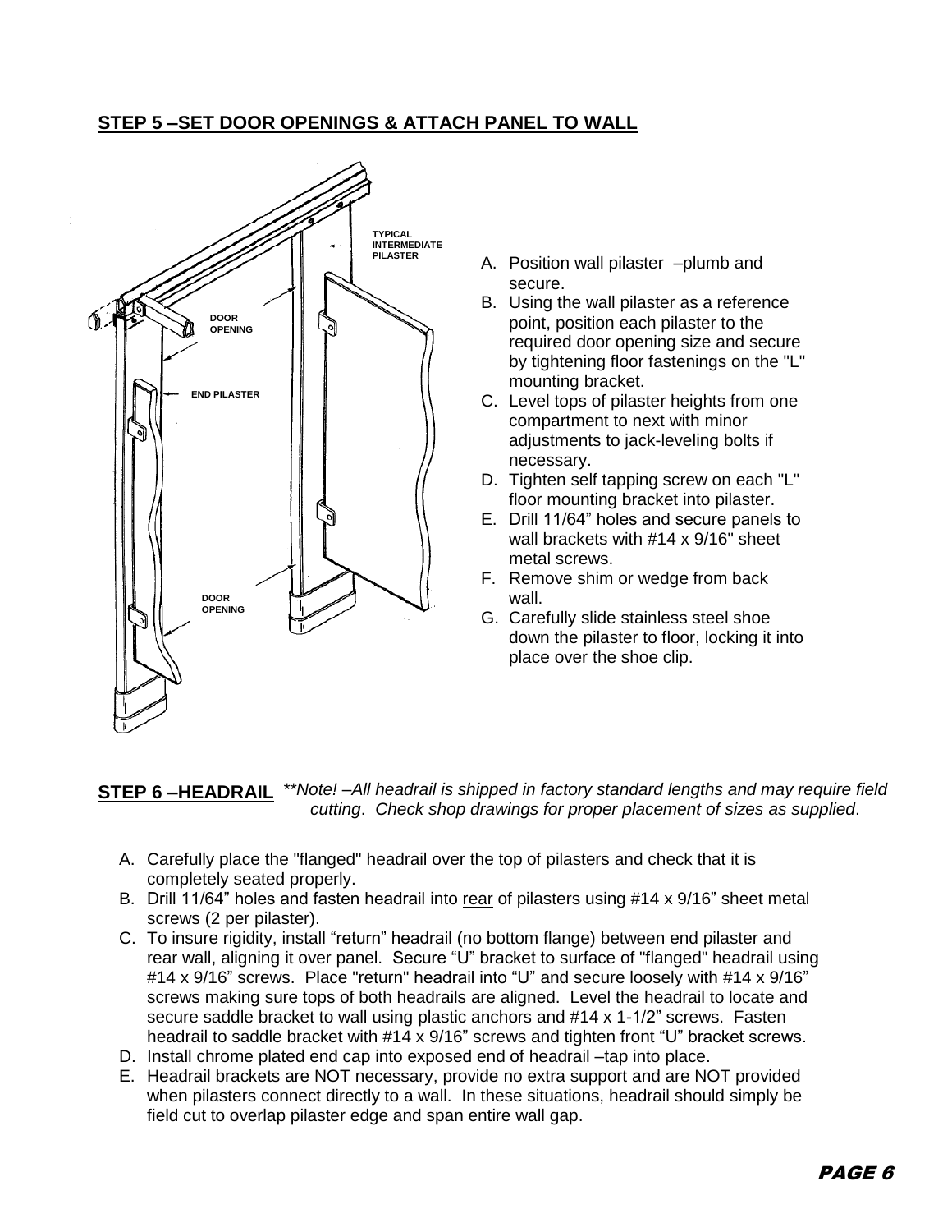## STEP 5 –SET DOOR OPENINGS & ATTACH PANEL TO WALL

A. Position wall pilaster –plumb and secure.
B. Using the wall pilaster as a reference point, position each pilaster to the required door opening size and secure by tightening floor fastenings on the "L" mounting bracket.
C. Level tops of pilaster heights from one compartment to next with minor adjustments to jack-leveling bolts if necessary.
D. Tighten self tapping screw on each "L" floor mounting bracket into pilaster.
E. Drill 11/64" holes and secure panels to wall brackets with #14 x 9/16" sheet metal screws.
F. Remove shim or wedge from back wall.
G. Carefully slide stainless steel shoe down the pilaster to floor, locking it into place over the shoe clip.

## STEP 6 –HEADRAIL

*\*\*Note! –All headrail is shipped in factory standard lengths and may require field cutting. Check shop drawings for proper placement of sizes as supplied.*

A. Carefully place the "flanged" headrail over the top of pilasters and check that it is completely seated properly.
B. Drill 11/64" holes and fasten headrail into <u>rear</u> of pilasters using #14 x 9/16" sheet metal screws (2 per pilaster).
C. To insure rigidity, install "return" headrail (no bottom flange) between end pilaster and rear wall, aligning it over panel. Secure "U" bracket to surface of "flanged" headrail using #14 x 9/16" screws. Place "return" headrail into "U" and secure loosely with #14 x 9/16" screws making sure tops of both headrails are aligned. Level the headrail to locate and secure saddle bracket to wall using plastic anchors and #14 x 1-1/2" screws. Fasten headrail to saddle bracket with #14 x 9/16" screws and tighten front "U" bracket screws.
D. Install chrome plated end cap into exposed end of headrail –tap into place.
E. Headrail brackets are NOT necessary, provide no extra support and are NOT provided when pilasters connect directly to a wall. In these situations, headrail should simply be field cut to overlap pilaster edge and span entire wall gap.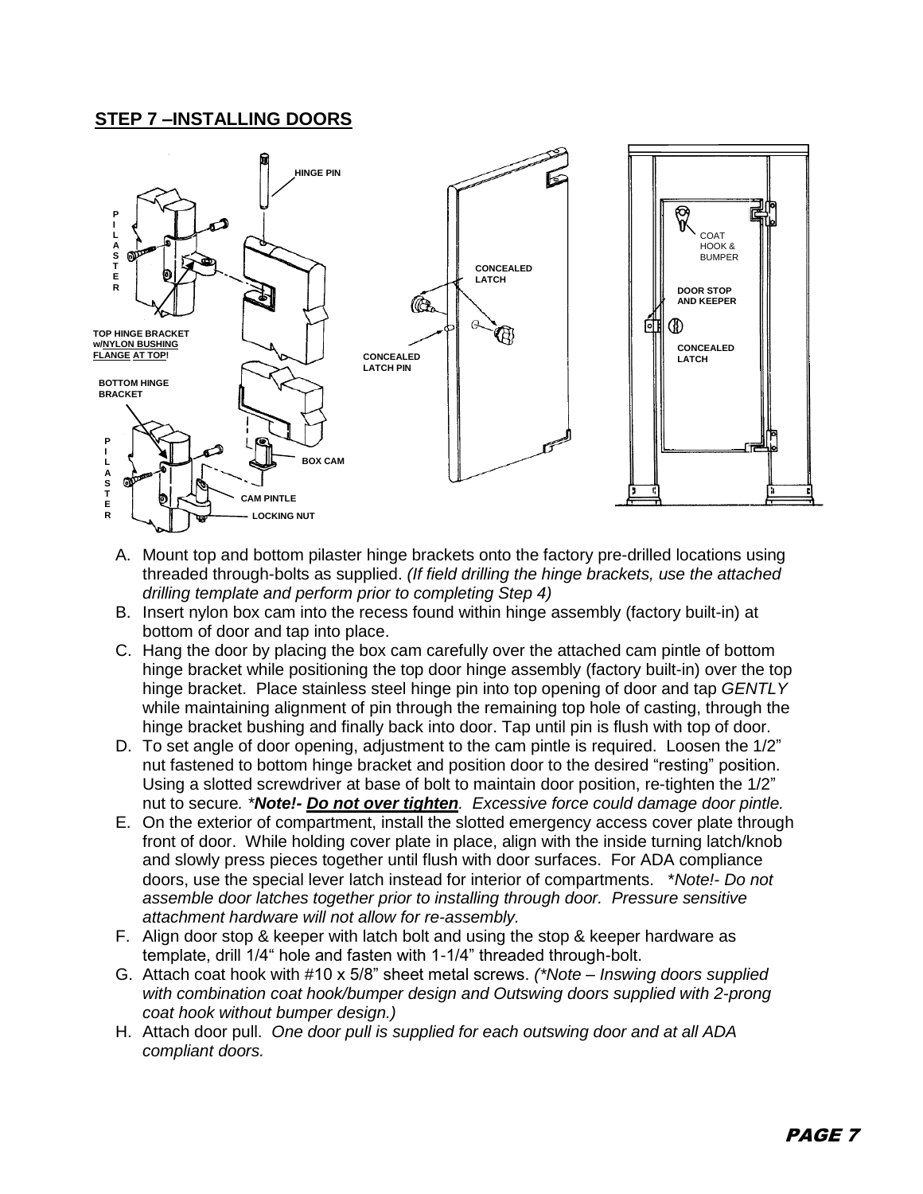## STEP 7 –INSTALLING DOORS

A. Mount top and bottom pilaster hinge brackets onto the factory pre-drilled locations using threaded through-bolts as supplied. *(If field drilling the hinge brackets, use the attached drilling template and perform prior to completing Step 4)*
B. Insert nylon box cam into the recess found within hinge assembly (factory built-in) at bottom of door and tap into place.
C. Hang the door by placing the box cam carefully over the attached cam pintle of bottom hinge bracket while positioning the top door hinge assembly (factory built-in) over the top hinge bracket. Place stainless steel hinge pin into top opening of door and tap *GENTLY* while maintaining alignment of pin through the remaining top hole of casting, through the hinge bracket bushing and finally back into door. Tap until pin is flush with top of door.
D. To set angle of door opening, adjustment to the cam pintle is required. Loosen the 1/2" nut fastened to bottom hinge bracket and position door to the desired "resting" position. Using a slotted screwdriver at base of bolt to maintain door position, re-tighten the 1/2" nut to secure*. \*__Note!- Do not over tighten__. Excessive force could damage door pintle.*
E. On the exterior of compartment, install the slotted emergency access cover plate through front of door. While holding cover plate in place, align with the inside turning latch/knob and slowly press pieces together until flush with door surfaces. For ADA compliance doors, use the special lever latch instead for interior of compartments. *\*Note!- Do not assemble door latches together prior to installing through door. Pressure sensitive attachment hardware will not allow for re-assembly.*
F. Align door stop & keeper with latch bolt and using the stop & keeper hardware as template, drill 1/4" hole and fasten with 1-1/4" threaded through-bolt.
G. Attach coat hook with #10 x 5/8" sheet metal screws. *(\*Note – Inswing doors supplied with combination coat hook/bumper design and Outswing doors supplied with 2-prong coat hook without bumper design.)*
H. Attach door pull. *One door pull is supplied for each outswing door and at all ADA compliant doors.*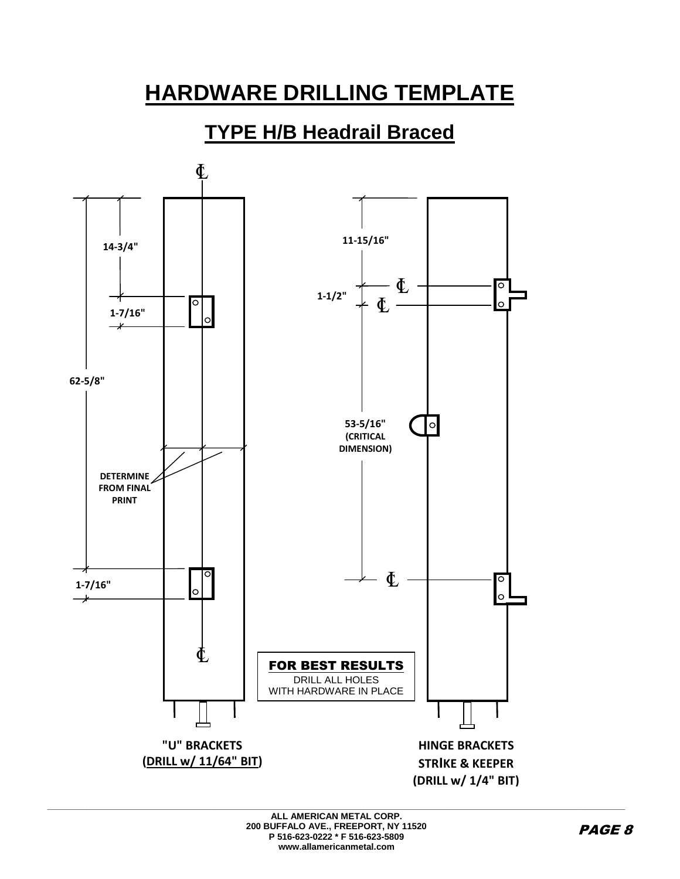# HARDWARE DRILLING TEMPLATE

## TYPE H/B Headrail Braced

℄

14-3/4"

1-7/16"

62-5/8"

DETERMINE FROM FINAL PRINT

1-7/16"

℄

"U" BRACKETS (DRILL w/ 11/64" BIT)

11-15/16"

℄

1-1/2"

℄

53-5/16" (CRITICAL DIMENSION)

℄

**FOR BEST RESULTS**
DRILL ALL HOLES WITH HARDWARE IN PLACE

HINGE BRACKETS STRIKE & KEEPER (DRILL w/ 1/4" BIT)

ALL AMERICAN METAL CORP.
200 BUFFALO AVE., FREEPORT, NY 11520
P 516-623-0222 * F 516-623-5809
www.allamericanmetal.com